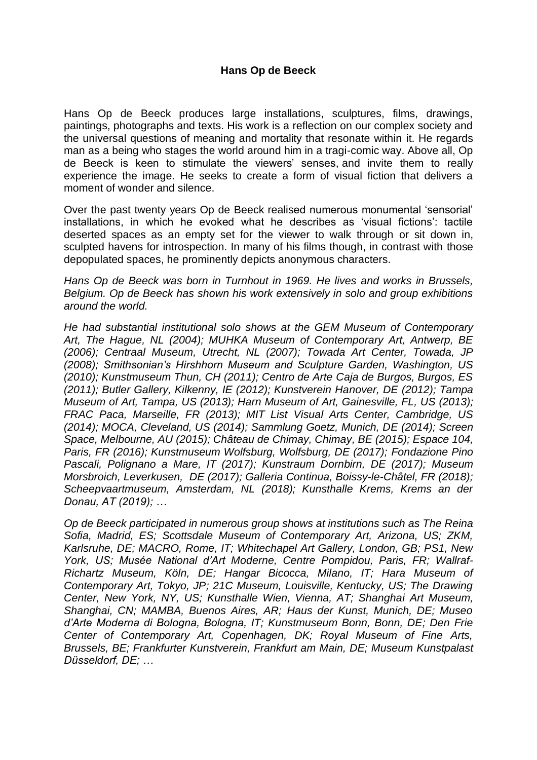# Hans Op de Beeck

Hans Op de Beeck produces large installations, sculptures, films, drawings, paintings, photographs and texts. His work is a reflection on our complex society and the universal questions of meaning and mortality that resonate within it. He regards man as a being who stages the world around him in a tragi-comic way. Above all, Op de Beeck is keen to stimulate the viewers' senses, and invite them to really experience the image. He seeks to create a form of visual fiction that delivers a moment of wonder and silence.

Over the past twenty years Op de Beeck realised numerous monumental 'sensorial' installations, in which he evoked what he describes as 'visual fictions': tactile deserted spaces as an empty set for the viewer to walk through or sit down in, sculpted havens for introspection. In many of his films though, in contrast with those depopulated spaces, he prominently depicts anonymous characters.

*Hans Op de Beeck was born in Turnhout in 1969. He lives and works in Brussels, Belgium. Op de Beeck has shown his work extensively in solo and group exhibitions around the world.*

*He had substantial institutional solo shows at the GEM Museum of Contemporary Art, The Hague, NL (2004); MUHKA Museum of Contemporary Art, Antwerp, BE (2006); Centraal Museum, Utrecht, NL (2007); Towada Art Center, Towada, JP (2008); Smithsonian's Hirshhorn Museum and Sculpture Garden, Washington, US (2010); Kunstmuseum Thun, CH (2011); Centro de Arte Caja de Burgos, Burgos, ES (2011); Butler Gallery, Kilkenny, IE (2012); Kunstverein Hanover, DE (2012); Tampa Museum of Art, Tampa, US (2013); Harn Museum of Art, Gainesville, FL, US (2013); FRAC Paca, Marseille, FR (2013); MIT List Visual Arts Center, Cambridge, US (2014); MOCA, Cleveland, US (2014); Sammlung Goetz, Munich, DE (2014); Screen Space, Melbourne, AU (2015); Château de Chimay, Chimay, BE (2015); Espace 104, Paris, FR (2016); Kunstmuseum Wolfsburg, Wolfsburg, DE (2017); Fondazione Pino Pascali, Polignano a Mare, IT (2017); Kunstraum Dornbirn, DE (2017); Museum Morsbroich, Leverkusen, DE (2017); Galleria Continua, Boissy-le-Châtel, FR (2018); Scheepvaartmuseum, Amsterdam, NL (2018); Kunsthalle Krems, Krems an der Donau, AT (2019); …*

*Op de Beeck participated in numerous group shows at institutions such as The Reina Sofia, Madrid, ES; Scottsdale Museum of Contemporary Art, Arizona, US; ZKM, Karlsruhe, DE; MACRO, Rome, IT; Whitechapel Art Gallery, London, GB; PS1, New York, US; Musée National d'Art Moderne, Centre Pompidou, Paris, FR; Wallraf-Richartz Museum, Köln, DE; Hangar Bicocca, Milano, IT; Hara Museum of Contemporary Art, Tokyo, JP; 21C Museum, Louisville, Kentucky, US; The Drawing Center, New York, NY, US; Kunsthalle Wien, Vienna, AT; Shanghai Art Museum, Shanghai, CN; MAMBA, Buenos Aires, AR; Haus der Kunst, Munich, DE; Museo d'Arte Moderna di Bologna, Bologna, IT; Kunstmuseum Bonn, Bonn, DE; Den Frie Center of Contemporary Art, Copenhagen, DK; Royal Museum of Fine Arts, Brussels, BE; Frankfurter Kunstverein, Frankfurt am Main, DE; Museum Kunstpalast Düsseldorf, DE; …*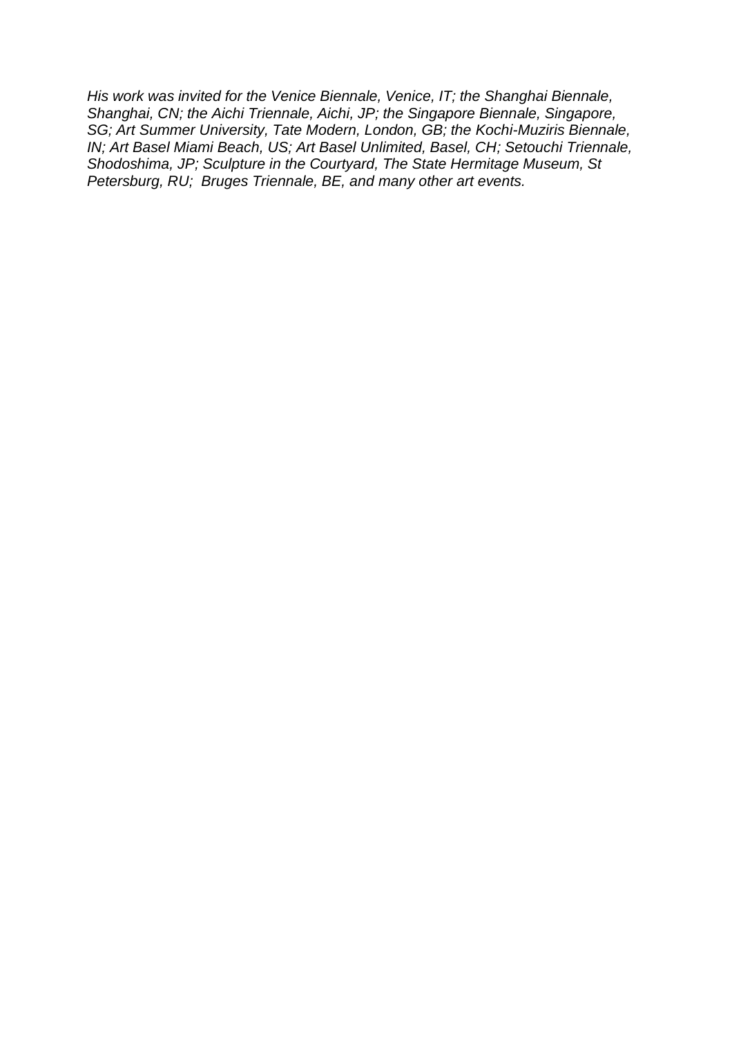*His work was invited for the Venice Biennale, Venice, IT; the Shanghai Biennale, Shanghai, CN; the Aichi Triennale, Aichi, JP; the Singapore Biennale, Singapore, SG; Art Summer University, Tate Modern, London, GB; the Kochi-Muziris Biennale, IN; Art Basel Miami Beach, US; Art Basel Unlimited, Basel, CH; Setouchi Triennale, Shodoshima, JP; Sculpture in the Courtyard, The State Hermitage Museum, St Petersburg, RU;  Bruges Triennale, BE, and many other art events.*